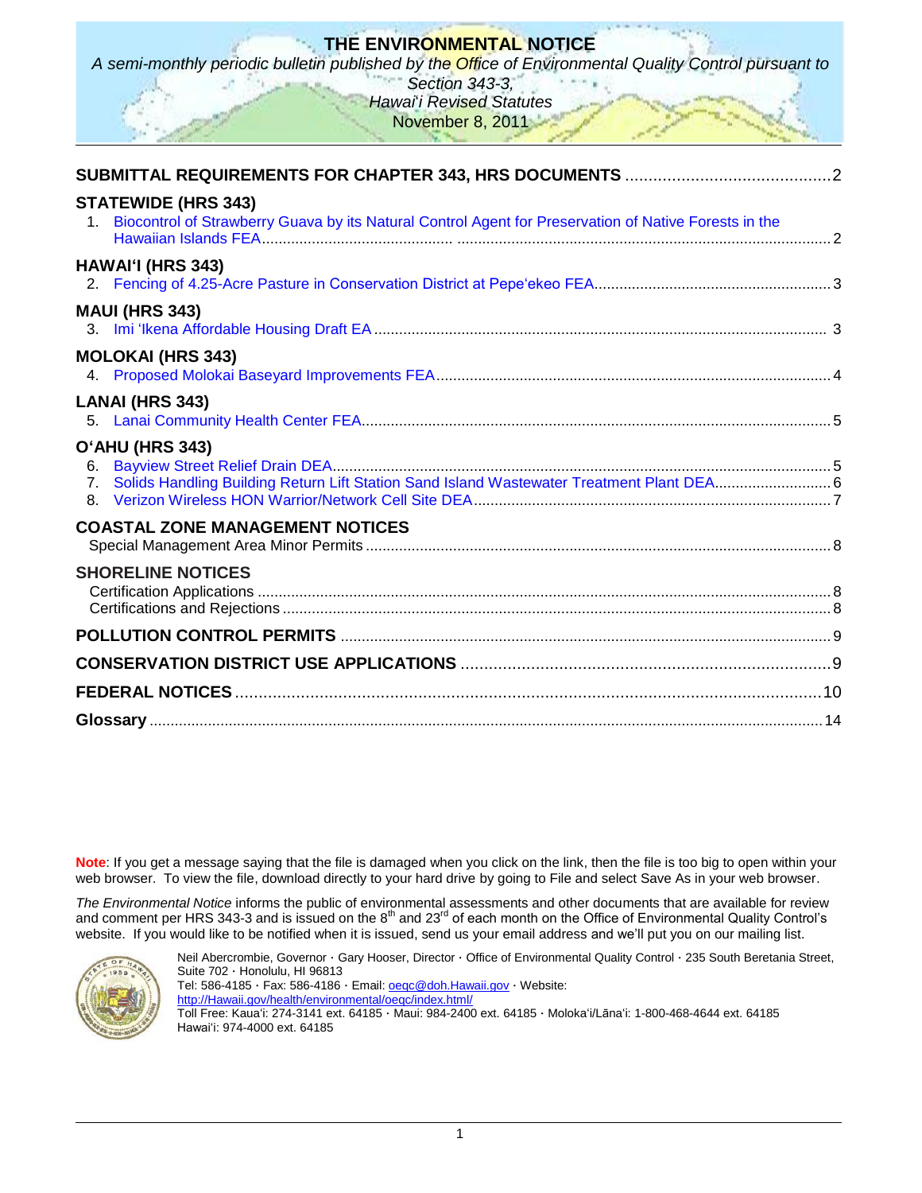# THE ENVIRONMENTAL NOTICE

*A semi-monthly periodic bulletin published by the Office of Environmental Quality Control pursuant to Section 343-3, Hawai'i Revised Statutes*

November 8, 2011

**SUBMITTAL REQUIREMENTS FOR CHAPTER 343, HRS DOCUMENTS** ............................................2

**STATEWIDE (HRS 343)**

1. Biocontrol of Strawberry Guava by its Natural Control Agent for Preservation of Native Forests in the Hawaiian Islands FEA ............................................2

**HAWAI'I (HRS 343)**

2. Fencing of 4.25-Acre Pasture in Conservation District at Pepeʻekeo FEA ............................................3

**MAUI (HRS 343)**

3. Imi ʻIkena Affordable Housing Draft EA ............................................3

**MOLOKAI (HRS 343)**

4. Proposed Molokai Baseyard Improvements FEA ............................................4

**LANAI (HRS 343)**

5. Lanai Community Health Center FEA ............................................5

**O'AHU (HRS 343)**

6. Bayview Street Relief Drain DEA ............................................5
7. Solids Handling Building Return Lift Station Sand Island Wastewater Treatment Plant DEA ............................................6
8. Verizon Wireless HON Warrior/Network Cell Site DEA ............................................7

**COASTAL ZONE MANAGEMENT NOTICES**

Special Management Area Minor Permits ............................................8

**SHORELINE NOTICES**

Certification Applications ............................................8

Certifications and Rejections ............................................8

**POLLUTION CONTROL PERMITS** ............................................9

**CONSERVATION DISTRICT USE APPLICATIONS** ............................................9

**FEDERAL NOTICES** ............................................10

**Glossary** ............................................14

**Note**: If you get a message saying that the file is damaged when you click on the link, then the file is too big to open within your web browser. To view the file, download directly to your hard drive by going to File and select Save As in your web browser.

*The Environmental Notice* informs the public of environmental assessments and other documents that are available for review and comment per HRS 343-3 and is issued on the 8th and 23rd of each month on the Office of Environmental Quality Control's website. If you would like to be notified when it is issued, send us your email address and we'll put you on our mailing list.

Neil Abercrombie, Governor · Gary Hooser, Director · Office of Environmental Quality Control · 235 South Beretania Street, Suite 702 · Honolulu, HI 96813
Tel: 586-4185 · Fax: 586-4186 · Email: oeqc@doh.Hawaii.gov · Website: http://Hawaii.gov/health/environmental/oeqc/index.html/
Toll Free: Kauaʻi: 274-3141 ext. 64185 · Maui: 984-2400 ext. 64185 · Molokaʻi/Lānaʻi: 1-800-468-4644 ext. 64185
Hawaiʻi: 974-4000 ext. 64185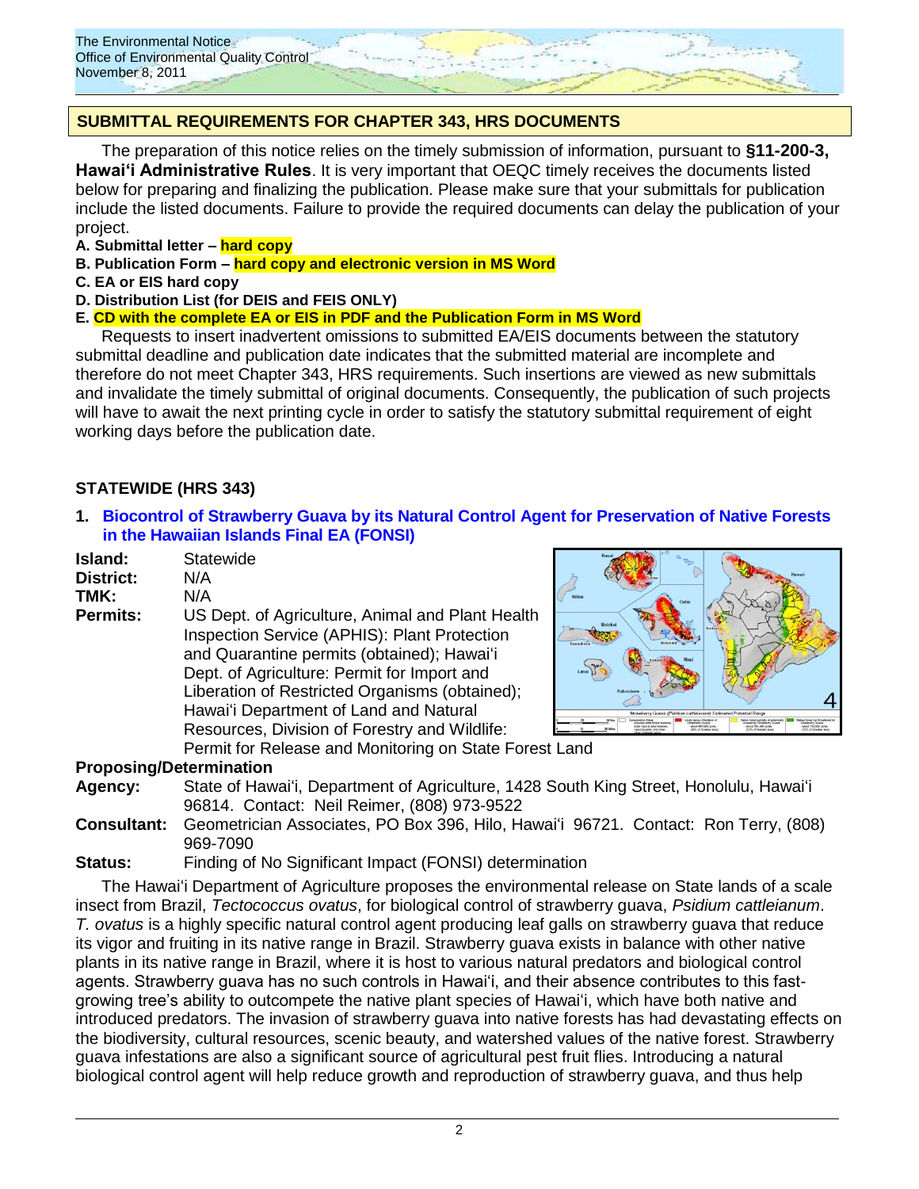## SUBMITTAL REQUIREMENTS FOR CHAPTER 343, HRS DOCUMENTS

The preparation of this notice relies on the timely submission of information, pursuant to **§11-200-3, Hawaiʻi Administrative Rules**. It is very important that OEQC timely receives the documents listed below for preparing and finalizing the publication. Please make sure that your submittals for publication include the listed documents. Failure to provide the required documents can delay the publication of your project.

**A. Submittal letter – hard copy**
**B. Publication Form – hard copy and electronic version in MS Word**
**C. EA or EIS hard copy**
**D. Distribution List (for DEIS and FEIS ONLY)**
**E. CD with the complete EA or EIS in PDF and the Publication Form in MS Word**

Requests to insert inadvertent omissions to submitted EA/EIS documents between the statutory submittal deadline and publication date indicates that the submitted material are incomplete and therefore do not meet Chapter 343, HRS requirements. Such insertions are viewed as new submittals and invalidate the timely submittal of original documents. Consequently, the publication of such projects will have to await the next printing cycle in order to satisfy the statutory submittal requirement of eight working days before the publication date.

## STATEWIDE (HRS 343)

### 1. Biocontrol of Strawberry Guava by its Natural Control Agent for Preservation of Native Forests in the Hawaiian Islands Final EA (FONSI)

**Island:** Statewide
**District:** N/A
**TMK:** N/A
**Permits:** US Dept. of Agriculture, Animal and Plant Health Inspection Service (APHIS): Plant Protection and Quarantine permits (obtained); Hawaiʻi Dept. of Agriculture: Permit for Import and Liberation of Restricted Organisms (obtained); Hawaiʻi Department of Land and Natural Resources, Division of Forestry and Wildlife: Permit for Release and Monitoring on State Forest Land

**Proposing/Determination**
**Agency:** State of Hawaiʻi, Department of Agriculture, 1428 South King Street, Honolulu, Hawaiʻi 96814. Contact: Neil Reimer, (808) 973-9522
**Consultant:** Geometrician Associates, PO Box 396, Hilo, Hawaiʻi 96721. Contact: Ron Terry, (808) 969-7090
**Status:** Finding of No Significant Impact (FONSI) determination

The Hawaiʻi Department of Agriculture proposes the environmental release on State lands of a scale insect from Brazil, *Tectococcus ovatus*, for biological control of strawberry guava, *Psidium cattleianum*. *T. ovatus* is a highly specific natural control agent producing leaf galls on strawberry guava that reduce its vigor and fruiting in its native range in Brazil. Strawberry guava exists in balance with other native plants in its native range in Brazil, where it is host to various natural predators and biological control agents. Strawberry guava has no such controls in Hawaiʻi, and their absence contributes to this fast-growing tree's ability to outcompete the native plant species of Hawaiʻi, which have both native and introduced predators. The invasion of strawberry guava into native forests has had devastating effects on the biodiversity, cultural resources, scenic beauty, and watershed values of the native forest. Strawberry guava infestations are also a significant source of agricultural pest fruit flies. Introducing a natural biological control agent will help reduce growth and reproduction of strawberry guava, and thus help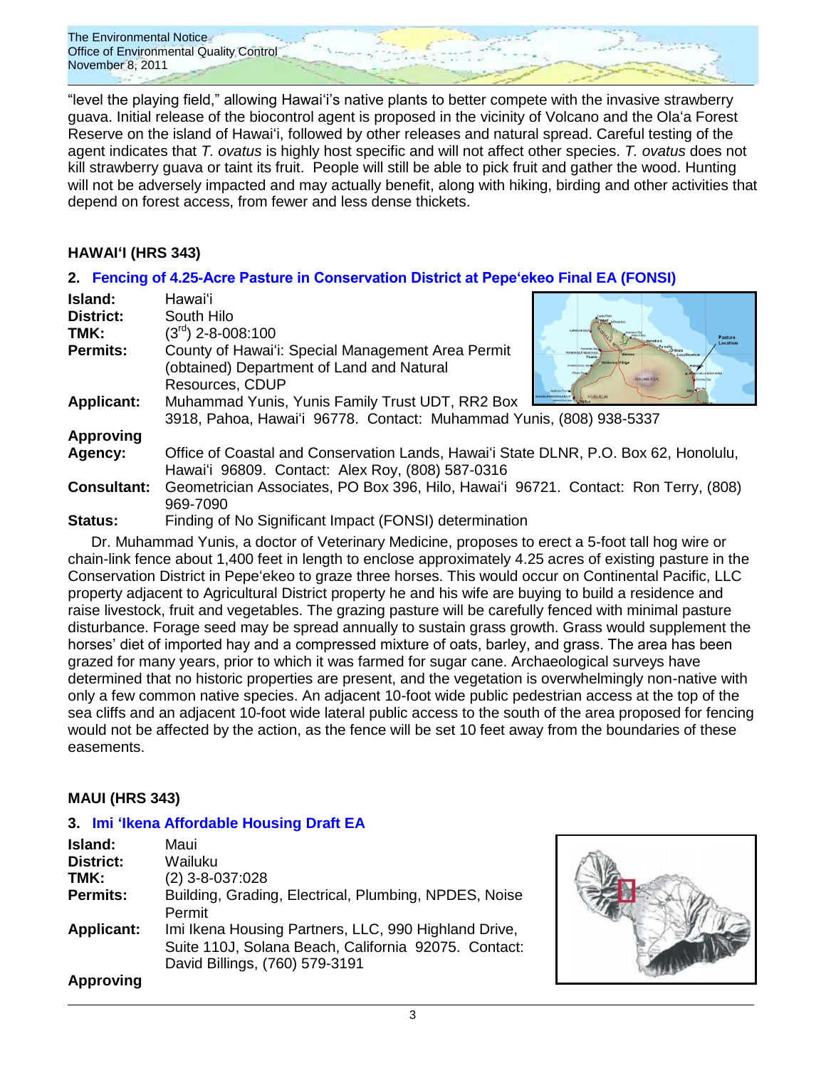"level the playing field," allowing Hawai'i's native plants to better compete with the invasive strawberry guava. Initial release of the biocontrol agent is proposed in the vicinity of Volcano and the Ola'a Forest Reserve on the island of Hawai'i, followed by other releases and natural spread. Careful testing of the agent indicates that *T. ovatus* is highly host specific and will not affect other species. *T. ovatus* does not kill strawberry guava or taint its fruit. People will still be able to pick fruit and gather the wood. Hunting will not be adversely impacted and may actually benefit, along with hiking, birding and other activities that depend on forest access, from fewer and less dense thickets.

## HAWAI'I (HRS 343)

### 2. Fencing of 4.25-Acre Pasture in Conservation District at Pepe'ekeo Final EA (FONSI)

**Island:** Hawai'i
**District:** South Hilo
**TMK:** (3rd) 2-8-008:100
**Permits:** County of Hawai'i: Special Management Area Permit (obtained) Department of Land and Natural Resources, CDUP
**Applicant:** Muhammad Yunis, Yunis Family Trust UDT, RR2 Box 3918, Pahoa, Hawai'i 96778. Contact: Muhammad Yunis, (808) 938-5337
**Approving Agency:** Office of Coastal and Conservation Lands, Hawai'i State DLNR, P.O. Box 62, Honolulu, Hawai'i 96809. Contact: Alex Roy, (808) 587-0316
**Consultant:** Geometrician Associates, PO Box 396, Hilo, Hawai'i 96721. Contact: Ron Terry, (808) 969-7090
**Status:** Finding of No Significant Impact (FONSI) determination

Dr. Muhammad Yunis, a doctor of Veterinary Medicine, proposes to erect a 5-foot tall hog wire or chain-link fence about 1,400 feet in length to enclose approximately 4.25 acres of existing pasture in the Conservation District in Pepe'ekeo to graze three horses. This would occur on Continental Pacific, LLC property adjacent to Agricultural District property he and his wife are buying to build a residence and raise livestock, fruit and vegetables. The grazing pasture will be carefully fenced with minimal pasture disturbance. Forage seed may be spread annually to sustain grass growth. Grass would supplement the horses' diet of imported hay and a compressed mixture of oats, barley, and grass. The area has been grazed for many years, prior to which it was farmed for sugar cane. Archaeological surveys have determined that no historic properties are present, and the vegetation is overwhelmingly non-native with only a few common native species. An adjacent 10-foot wide public pedestrian access at the top of the sea cliffs and an adjacent 10-foot wide lateral public access to the south of the area proposed for fencing would not be affected by the action, as the fence will be set 10 feet away from the boundaries of these easements.

## MAUI (HRS 343)

### 3. Imi 'Ikena Affordable Housing Draft EA

**Island:** Maui
**District:** Wailuku
**TMK:** (2) 3-8-037:028
**Permits:** Building, Grading, Electrical, Plumbing, NPDES, Noise Permit
**Applicant:** Imi Ikena Housing Partners, LLC, 990 Highland Drive, Suite 110J, Solana Beach, California 92075. Contact: David Billings, (760) 579-3191
**Approving**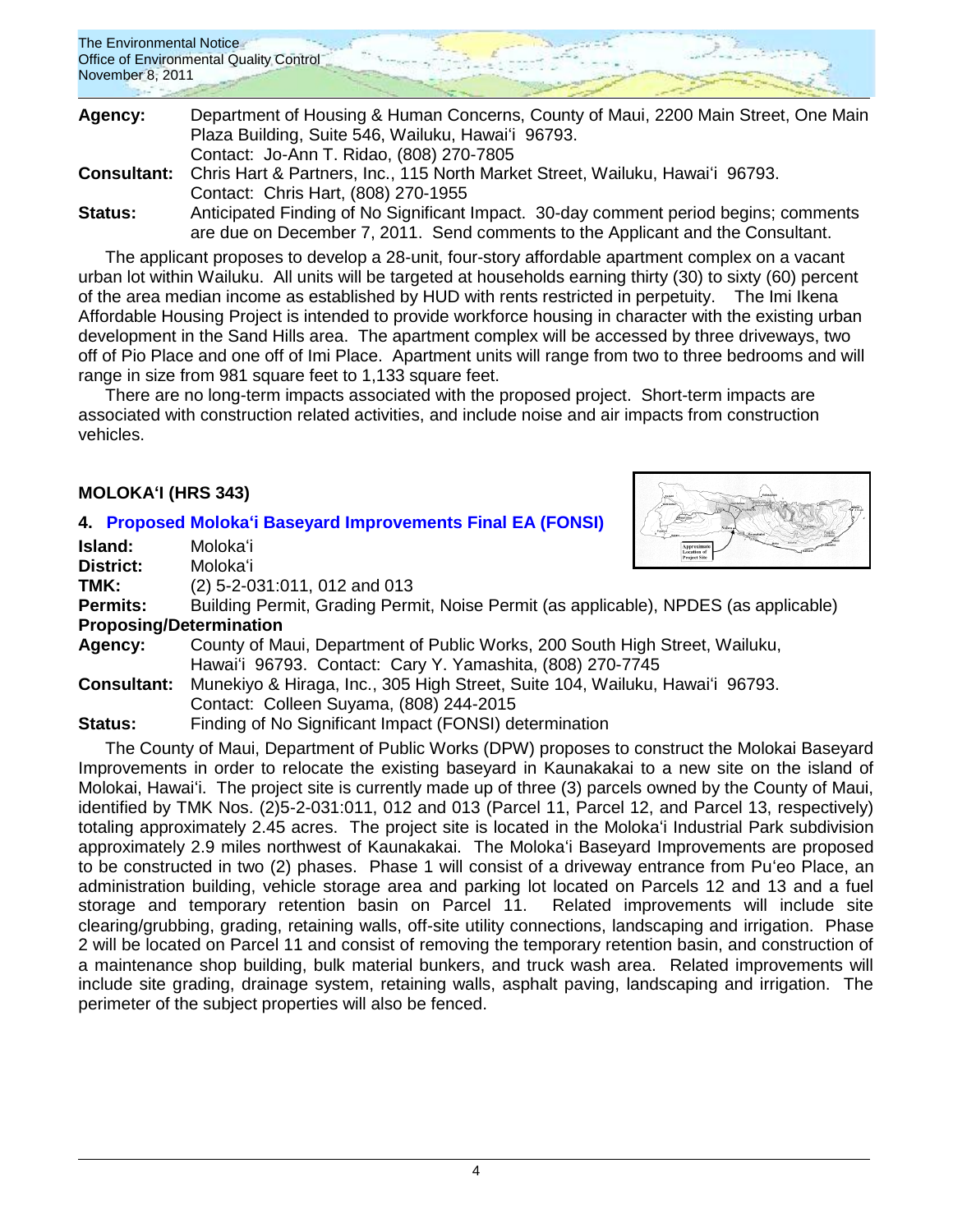**Agency:** Department of Housing & Human Concerns, County of Maui, 2200 Main Street, One Main Plaza Building, Suite 546, Wailuku, Hawai'i 96793.
Contact: Jo-Ann T. Ridao, (808) 270-7805

**Consultant:** Chris Hart & Partners, Inc., 115 North Market Street, Wailuku, Hawai'i 96793.
Contact: Chris Hart, (808) 270-1955

**Status:** Anticipated Finding of No Significant Impact. 30-day comment period begins; comments are due on December 7, 2011. Send comments to the Applicant and the Consultant.

The applicant proposes to develop a 28-unit, four-story affordable apartment complex on a vacant urban lot within Wailuku. All units will be targeted at households earning thirty (30) to sixty (60) percent of the area median income as established by HUD with rents restricted in perpetuity. The Imi Ikena Affordable Housing Project is intended to provide workforce housing in character with the existing urban development in the Sand Hills area. The apartment complex will be accessed by three driveways, two off of Pio Place and one off of Imi Place. Apartment units will range from two to three bedrooms and will range in size from 981 square feet to 1,133 square feet.

There are no long-term impacts associated with the proposed project. Short-term impacts are associated with construction related activities, and include noise and air impacts from construction vehicles.

## MOLOKA'I (HRS 343)

### 4. Proposed Moloka'i Baseyard Improvements Final EA (FONSI)

**Island:** Moloka'i
**District:** Moloka'i
**TMK:** (2) 5-2-031:011, 012 and 013
**Permits:** Building Permit, Grading Permit, Noise Permit (as applicable), NPDES (as applicable)

**Proposing/Determination**

**Agency:** County of Maui, Department of Public Works, 200 South High Street, Wailuku, Hawai'i 96793. Contact: Cary Y. Yamashita, (808) 270-7745

**Consultant:** Munekiyo & Hiraga, Inc., 305 High Street, Suite 104, Wailuku, Hawai'i 96793.
Contact: Colleen Suyama, (808) 244-2015

**Status:** Finding of No Significant Impact (FONSI) determination

The County of Maui, Department of Public Works (DPW) proposes to construct the Molokai Baseyard Improvements in order to relocate the existing baseyard in Kaunakakai to a new site on the island of Molokai, Hawai'i. The project site is currently made up of three (3) parcels owned by the County of Maui, identified by TMK Nos. (2)5-2-031:011, 012 and 013 (Parcel 11, Parcel 12, and Parcel 13, respectively) totaling approximately 2.45 acres. The project site is located in the Moloka'i Industrial Park subdivision approximately 2.9 miles northwest of Kaunakakai. The Moloka'i Baseyard Improvements are proposed to be constructed in two (2) phases. Phase 1 will consist of a driveway entrance from Pu'eo Place, an administration building, vehicle storage area and parking lot located on Parcels 12 and 13 and a fuel storage and temporary retention basin on Parcel 11. Related improvements will include site clearing/grubbing, grading, retaining walls, off-site utility connections, landscaping and irrigation. Phase 2 will be located on Parcel 11 and consist of removing the temporary retention basin, and construction of a maintenance shop building, bulk material bunkers, and truck wash area. Related improvements will include site grading, drainage system, retaining walls, asphalt paving, landscaping and irrigation. The perimeter of the subject properties will also be fenced.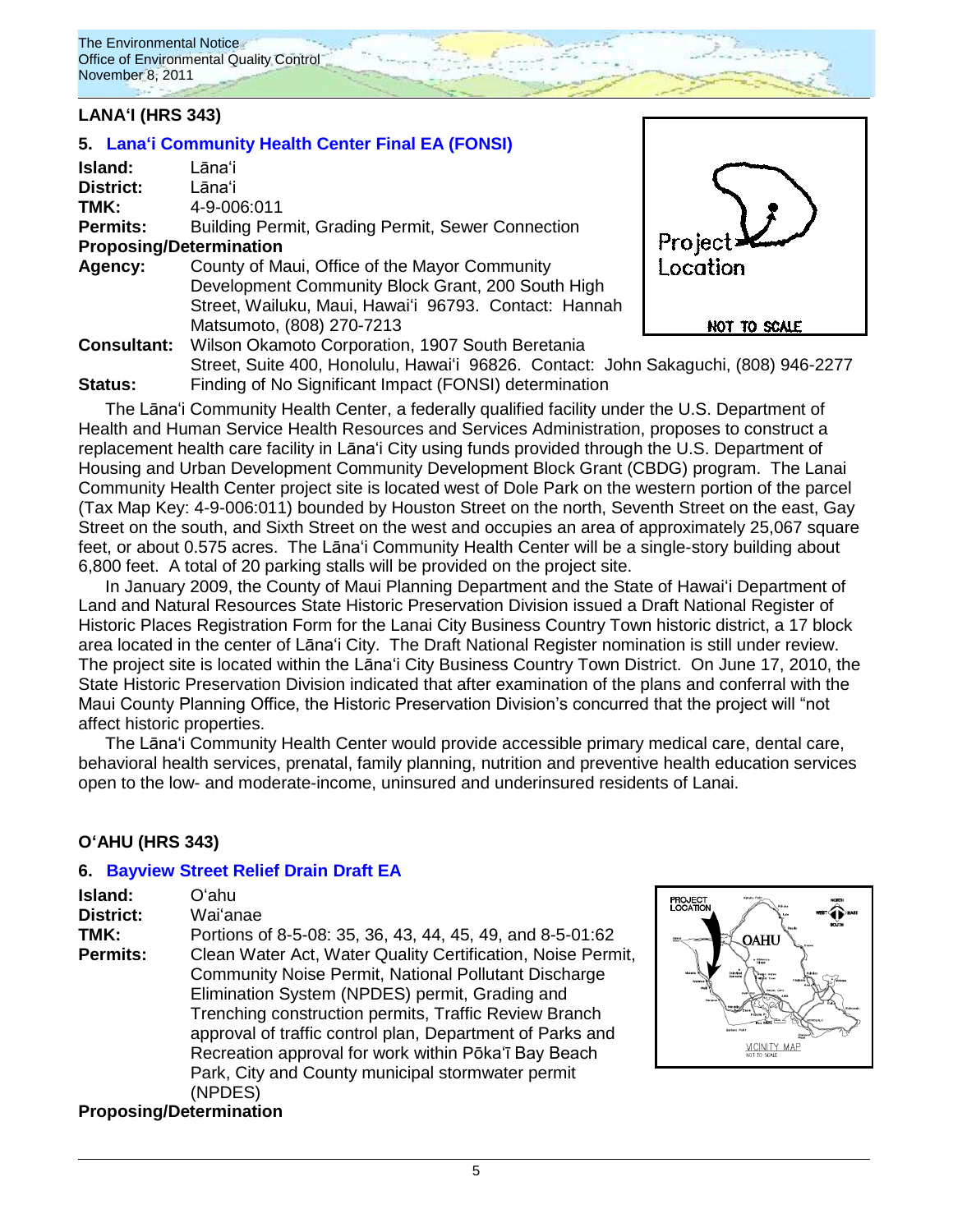## LANAʻI (HRS 343)

### 5. Lanaʻi Community Health Center Final EA (FONSI)

**Island:** Lānaʻi
**District:** Lānaʻi
**TMK:** 4-9-006:011
**Permits:** Building Permit, Grading Permit, Sewer Connection
**Proposing/Determination**
**Agency:** County of Maui, Office of the Mayor Community Development Community Block Grant, 200 South High Street, Wailuku, Maui, Hawaiʻi 96793. Contact: Hannah Matsumoto, (808) 270-7213
**Consultant:** Wilson Okamoto Corporation, 1907 South Beretania Street, Suite 400, Honolulu, Hawaiʻi 96826. Contact: John Sakaguchi, (808) 946-2277
**Status:** Finding of No Significant Impact (FONSI) determination

The Lānaʻi Community Health Center, a federally qualified facility under the U.S. Department of Health and Human Service Health Resources and Services Administration, proposes to construct a replacement health care facility in Lānaʻi City using funds provided through the U.S. Department of Housing and Urban Development Community Development Block Grant (CBDG) program. The Lanai Community Health Center project site is located west of Dole Park on the western portion of the parcel (Tax Map Key: 4-9-006:011) bounded by Houston Street on the north, Seventh Street on the east, Gay Street on the south, and Sixth Street on the west and occupies an area of approximately 25,067 square feet, or about 0.575 acres. The Lānaʻi Community Health Center will be a single-story building about 6,800 feet. A total of 20 parking stalls will be provided on the project site.

In January 2009, the County of Maui Planning Department and the State of Hawaiʻi Department of Land and Natural Resources State Historic Preservation Division issued a Draft National Register of Historic Places Registration Form for the Lanai City Business Country Town historic district, a 17 block area located in the center of Lānaʻi City. The Draft National Register nomination is still under review. The project site is located within the Lānaʻi City Business Country Town District. On June 17, 2010, the State Historic Preservation Division indicated that after examination of the plans and conferral with the Maui County Planning Office, the Historic Preservation Division's concurred that the project will "not affect historic properties.

The Lānaʻi Community Health Center would provide accessible primary medical care, dental care, behavioral health services, prenatal, family planning, nutrition and preventive health education services open to the low- and moderate-income, uninsured and underinsured residents of Lanai.

## OʻAHU (HRS 343)

### 6. Bayview Street Relief Drain Draft EA

**Island:** Oʻahu
**District:** Waiʻanae
**TMK:** Portions of 8-5-08: 35, 36, 43, 44, 45, 49, and 8-5-01:62
**Permits:** Clean Water Act, Water Quality Certification, Noise Permit, Community Noise Permit, National Pollutant Discharge Elimination System (NPDES) permit, Grading and Trenching construction permits, Traffic Review Branch approval of traffic control plan, Department of Parks and Recreation approval for work within Pōkaʻī Bay Beach Park, City and County municipal stormwater permit (NPDES)
**Proposing/Determination**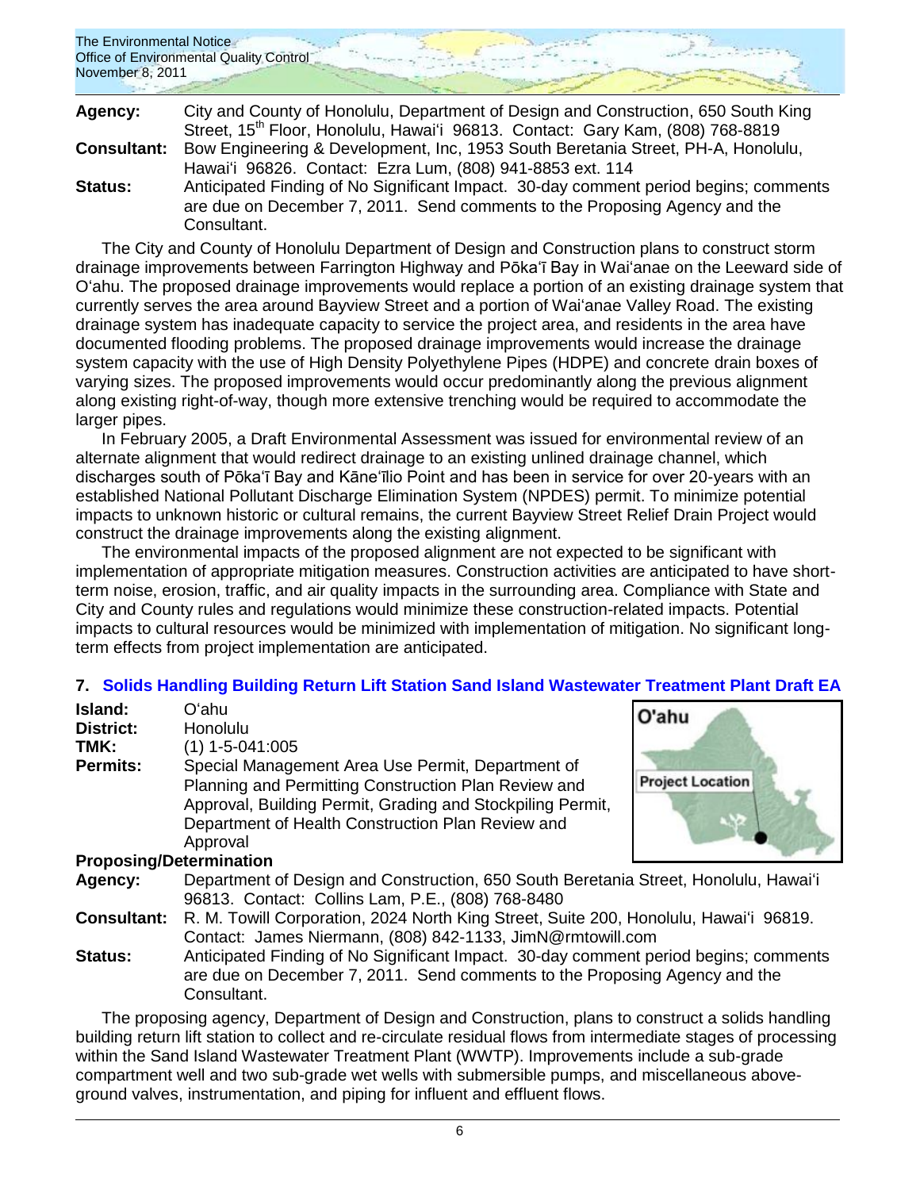**Agency:** City and County of Honolulu, Department of Design and Construction, 650 South King Street, 15th Floor, Honolulu, Hawaiʻi 96813. Contact: Gary Kam, (808) 768-8819

**Consultant:** Bow Engineering & Development, Inc, 1953 South Beretania Street, PH-A, Honolulu, Hawaiʻi 96826. Contact: Ezra Lum, (808) 941-8853 ext. 114

**Status:** Anticipated Finding of No Significant Impact. 30-day comment period begins; comments are due on December 7, 2011. Send comments to the Proposing Agency and the Consultant.

The City and County of Honolulu Department of Design and Construction plans to construct storm drainage improvements between Farrington Highway and Pōkaʻī Bay in Waiʻanae on the Leeward side of Oʻahu. The proposed drainage improvements would replace a portion of an existing drainage system that currently serves the area around Bayview Street and a portion of Waiʻanae Valley Road. The existing drainage system has inadequate capacity to service the project area, and residents in the area have documented flooding problems. The proposed drainage improvements would increase the drainage system capacity with the use of High Density Polyethylene Pipes (HDPE) and concrete drain boxes of varying sizes. The proposed improvements would occur predominantly along the previous alignment along existing right-of-way, though more extensive trenching would be required to accommodate the larger pipes.

In February 2005, a Draft Environmental Assessment was issued for environmental review of an alternate alignment that would redirect drainage to an existing unlined drainage channel, which discharges south of Pōkaʻī Bay and Kāneʻīlio Point and has been in service for over 20-years with an established National Pollutant Discharge Elimination System (NPDES) permit. To minimize potential impacts to unknown historic or cultural remains, the current Bayview Street Relief Drain Project would construct the drainage improvements along the existing alignment.

The environmental impacts of the proposed alignment are not expected to be significant with implementation of appropriate mitigation measures. Construction activities are anticipated to have short-term noise, erosion, traffic, and air quality impacts in the surrounding area. Compliance with State and City and County rules and regulations would minimize these construction-related impacts. Potential impacts to cultural resources would be minimized with implementation of mitigation. No significant long-term effects from project implementation are anticipated.

### 7. Solids Handling Building Return Lift Station Sand Island Wastewater Treatment Plant Draft EA

**Island:** Oʻahu

**District:** Honolulu

**TMK:** (1) 1-5-041:005

**Permits:** Special Management Area Use Permit, Department of Planning and Permitting Construction Plan Review and Approval, Building Permit, Grading and Stockpiling Permit, Department of Health Construction Plan Review and Approval

**Proposing/Determination Agency:** Department of Design and Construction, 650 South Beretania Street, Honolulu, Hawaiʻi 96813. Contact: Collins Lam, P.E., (808) 768-8480

**Consultant:** R. M. Towill Corporation, 2024 North King Street, Suite 200, Honolulu, Hawaiʻi 96819. Contact: James Niermann, (808) 842-1133, JimN@rmtowill.com

**Status:** Anticipated Finding of No Significant Impact. 30-day comment period begins; comments are due on December 7, 2011. Send comments to the Proposing Agency and the Consultant.

The proposing agency, Department of Design and Construction, plans to construct a solids handling building return lift station to collect and re-circulate residual flows from intermediate stages of processing within the Sand Island Wastewater Treatment Plant (WWTP). Improvements include a sub-grade compartment well and two sub-grade wet wells with submersible pumps, and miscellaneous above-ground valves, instrumentation, and piping for influent and effluent flows.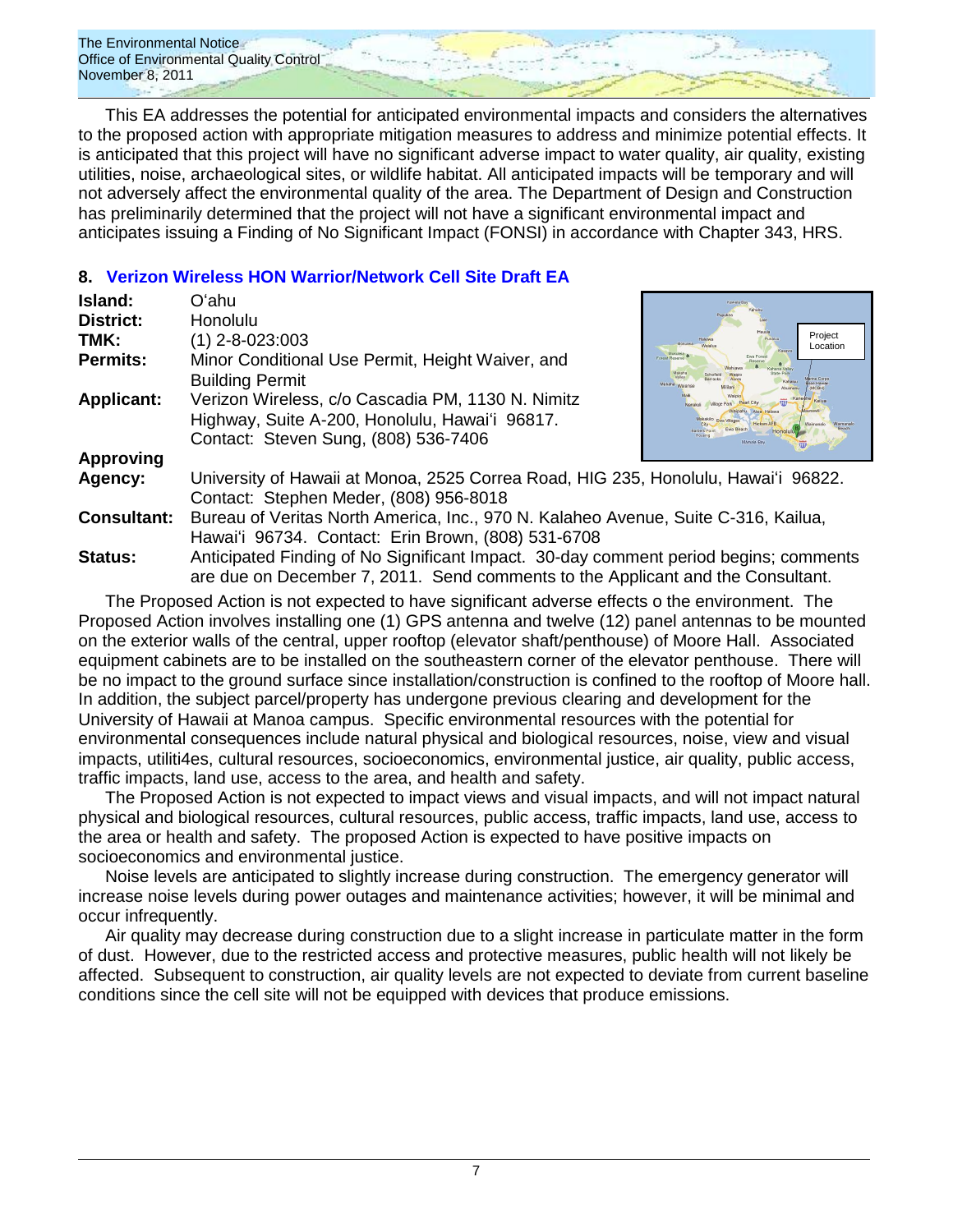This EA addresses the potential for anticipated environmental impacts and considers the alternatives to the proposed action with appropriate mitigation measures to address and minimize potential effects. It is anticipated that this project will have no significant adverse impact to water quality, air quality, existing utilities, noise, archaeological sites, or wildlife habitat. All anticipated impacts will be temporary and will not adversely affect the environmental quality of the area. The Department of Design and Construction has preliminarily determined that the project will not have a significant environmental impact and anticipates issuing a Finding of No Significant Impact (FONSI) in accordance with Chapter 343, HRS.

## 8. Verizon Wireless HON Warrior/Network Cell Site Draft EA

**Island:** Oʻahu

**District:** Honolulu

**TMK:** (1) 2-8-023:003

**Permits:** Minor Conditional Use Permit, Height Waiver, and Building Permit

**Applicant:** Verizon Wireless, c/o Cascadia PM, 1130 N. Nimitz Highway, Suite A-200, Honolulu, Hawaiʻi 96817. Contact: Steven Sung, (808) 536-7406

**Approving Agency:** University of Hawaii at Monoa, 2525 Correa Road, HIG 235, Honolulu, Hawaiʻi 96822. Contact: Stephen Meder, (808) 956-8018

**Consultant:** Bureau of Veritas North America, Inc., 970 N. Kalaheo Avenue, Suite C-316, Kailua, Hawaiʻi 96734. Contact: Erin Brown, (808) 531-6708

**Status:** Anticipated Finding of No Significant Impact. 30-day comment period begins; comments are due on December 7, 2011. Send comments to the Applicant and the Consultant.

The Proposed Action is not expected to have significant adverse effects o the environment. The Proposed Action involves installing one (1) GPS antenna and twelve (12) panel antennas to be mounted on the exterior walls of the central, upper rooftop (elevator shaft/penthouse) of Moore Hall. Associated equipment cabinets are to be installed on the southeastern corner of the elevator penthouse. There will be no impact to the ground surface since installation/construction is confined to the rooftop of Moore hall. In addition, the subject parcel/property has undergone previous clearing and development for the University of Hawaii at Manoa campus. Specific environmental resources with the potential for environmental consequences include natural physical and biological resources, noise, view and visual impacts, utiliti4es, cultural resources, socioeconomics, environmental justice, air quality, public access, traffic impacts, land use, access to the area, and health and safety.

The Proposed Action is not expected to impact views and visual impacts, and will not impact natural physical and biological resources, cultural resources, public access, traffic impacts, land use, access to the area or health and safety. The proposed Action is expected to have positive impacts on socioeconomics and environmental justice.

Noise levels are anticipated to slightly increase during construction. The emergency generator will increase noise levels during power outages and maintenance activities; however, it will be minimal and occur infrequently.

Air quality may decrease during construction due to a slight increase in particulate matter in the form of dust. However, due to the restricted access and protective measures, public health will not likely be affected. Subsequent to construction, air quality levels are not expected to deviate from current baseline conditions since the cell site will not be equipped with devices that produce emissions.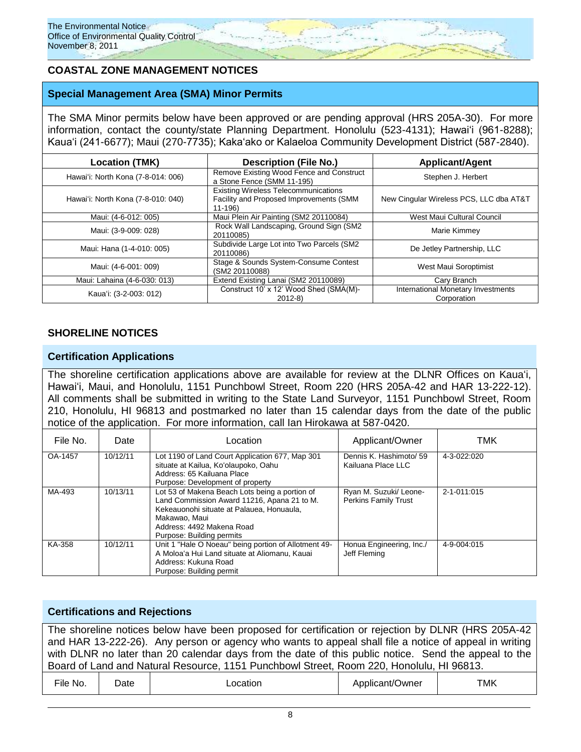## COASTAL ZONE MANAGEMENT NOTICES

### Special Management Area (SMA) Minor Permits

The SMA Minor permits below have been approved or are pending approval (HRS 205A-30). For more information, contact the county/state Planning Department. Honolulu (523-4131); Hawaiʻi (961-8288); Kauaʻi (241-6677); Maui (270-7735); Kakaʻako or Kalaeloa Community Development District (587-2840).

| Location (TMK) | Description (File No.) | Applicant/Agent |
|---|---|---|
| Hawaiʻi: North Kona (7-8-014: 006) | Remove Existing Wood Fence and Construct a Stone Fence (SMM 11-195) | Stephen J. Herbert |
| Hawaiʻi: North Kona (7-8-010: 040) | Existing Wireless Telecommunications Facility and Proposed Improvements (SMM 11-196) | New Cingular Wireless PCS, LLC dba AT&T |
| Maui: (4-6-012: 005) | Maui Plein Air Painting (SM2 20110084) | West Maui Cultural Council |
| Maui: (3-9-009: 028) | Rock Wall Landscaping, Ground Sign (SM2 20110085) | Marie Kimmey |
| Maui: Hana (1-4-010: 005) | Subdivide Large Lot into Two Parcels (SM2 20110086) | De Jetley Partnership, LLC |
| Maui: (4-6-001: 009) | Stage & Sounds System-Consume Contest (SM2 20110088) | West Maui Soroptimist |
| Maui: Lahaina (4-6-030: 013) | Extend Existing Lanai (SM2 20110089) | Cary Branch |
| Kauaʻi: (3-2-003: 012) | Construct 10' x 12' Wood Shed (SMA(M)-2012-8) | International Monetary Investments Corporation |

## SHORELINE NOTICES

### Certification Applications

The shoreline certification applications above are available for review at the DLNR Offices on Kauaʻi, Hawaiʻi, Maui, and Honolulu, 1151 Punchbowl Street, Room 220 (HRS 205A-42 and HAR 13-222-12). All comments shall be submitted in writing to the State Land Surveyor, 1151 Punchbowl Street, Room 210, Honolulu, HI 96813 and postmarked no later than 15 calendar days from the date of the public notice of the application. For more information, call Ian Hirokawa at 587-0420.

| File No. | Date | Location | Applicant/Owner | TMK |
|---|---|---|---|---|
| OA-1457 | 10/12/11 | Lot 1190 of Land Court Application 677, Map 301 situate at Kailua, Koʻolaupoko, Oahu<br>Address: 65 Kailuana Place<br>Purpose: Development of property | Dennis K. Hashimoto/ 59 Kailuana Place LLC | 4-3-022:020 |
| MA-493 | 10/13/11 | Lot 53 of Makena Beach Lots being a portion of Land Commission Award 11216, Apana 21 to M. Kekeauonohi situate at Palauea, Honuaula, Makawao, Maui<br>Address: 4492 Makena Road<br>Purpose: Building permits | Ryan M. Suzuki/ Leone-Perkins Family Trust | 2-1-011:015 |
| KA-358 | 10/12/11 | Unit 1 "Hale O Noeau" being portion of Allotment 49-A Moloaʻa Hui Land situate at Aliomanu, Kauai<br>Address: Kukuna Road<br>Purpose: Building permit | Honua Engineering, Inc./ Jeff Fleming | 4-9-004:015 |

### Certifications and Rejections

The shoreline notices below have been proposed for certification or rejection by DLNR (HRS 205A-42 and HAR 13-222-26). Any person or agency who wants to appeal shall file a notice of appeal in writing with DLNR no later than 20 calendar days from the date of this public notice. Send the appeal to the Board of Land and Natural Resource, 1151 Punchbowl Street, Room 220, Honolulu, HI 96813.

| File No. | Date | Location | Applicant/Owner | TMK |
|---|---|---|---|---|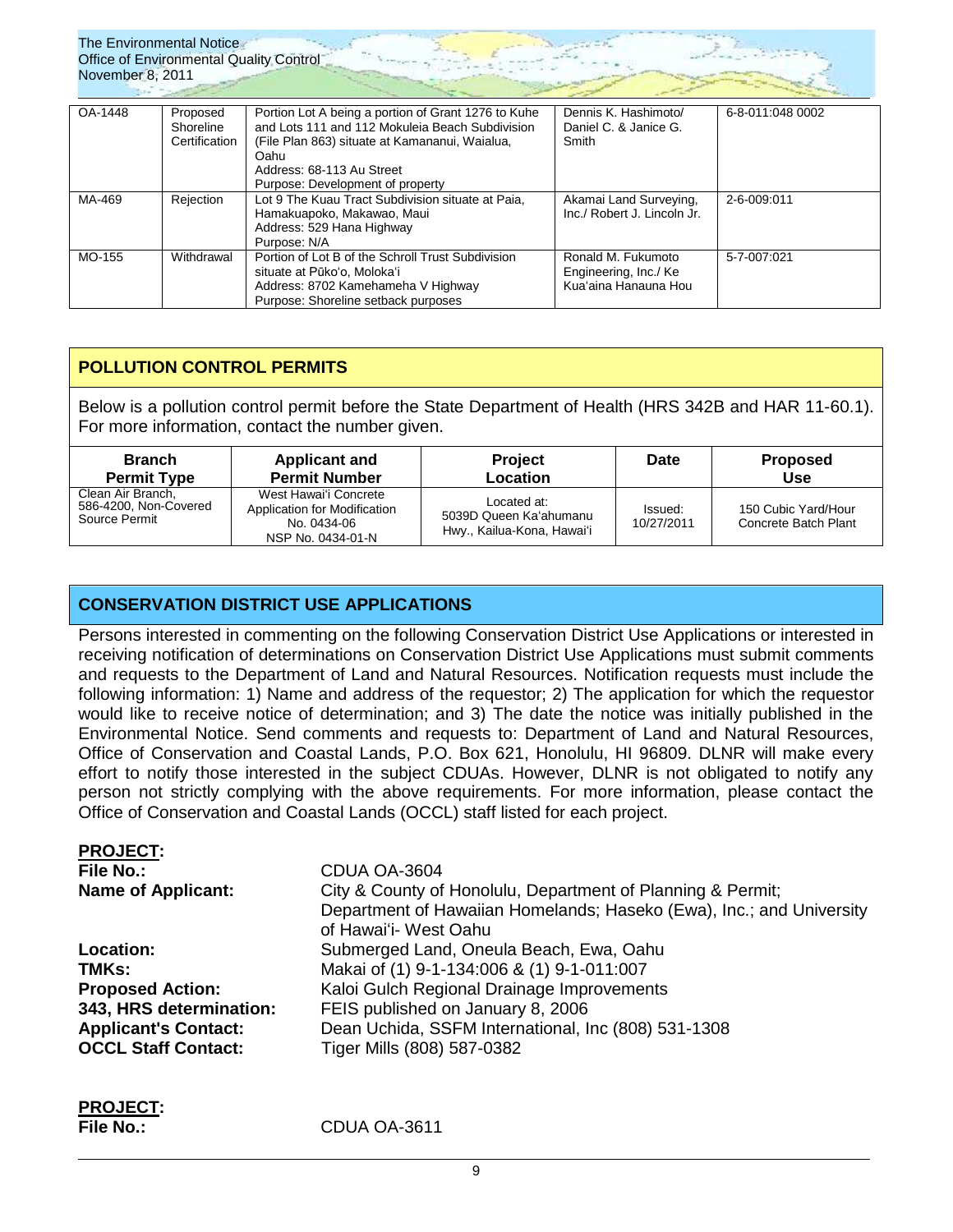| OA-1448 | Proposed Shoreline Certification | Portion Lot A being a portion of Grant 1276 to Kuhe and Lots 111 and 112 Mokuleia Beach Subdivision (File Plan 863) situate at Kamananui, Waialua, Oahu<br>Address: 68-113 Au Street<br>Purpose: Development of property | Dennis K. Hashimoto/ Daniel C. & Janice G. Smith | 6-8-011:048 0002 |
|---|---|---|---|---|
| MA-469 | Rejection | Lot 9 The Kuau Tract Subdivision situate at Paia, Hamakuapoko, Makawao, Maui<br>Address: 529 Hana Highway<br>Purpose: N/A | Akamai Land Surveying, Inc./ Robert J. Lincoln Jr. | 2-6-009:011 |
| MO-155 | Withdrawal | Portion of Lot B of the Schroll Trust Subdivision situate at Pūko'o, Moloka'i<br>Address: 8702 Kamehameha V Highway<br>Purpose: Shoreline setback purposes | Ronald M. Fukumoto Engineering, Inc./ Ke Kua'aina Hanauna Hou | 5-7-007:021 |

## POLLUTION CONTROL PERMITS

Below is a pollution control permit before the State Department of Health (HRS 342B and HAR 11-60.1). For more information, contact the number given.

| Branch Permit Type | Applicant and Permit Number | Project Location | Date | Proposed Use |
|---|---|---|---|---|
| Clean Air Branch, 586-4200, Non-Covered Source Permit | West Hawai'i Concrete Application for Modification No. 0434-06 NSP No. 0434-01-N | Located at: 5039D Queen Ka'ahumanu Hwy., Kailua-Kona, Hawai'i | Issued: 10/27/2011 | 150 Cubic Yard/Hour Concrete Batch Plant |

## CONSERVATION DISTRICT USE APPLICATIONS

Persons interested in commenting on the following Conservation District Use Applications or interested in receiving notification of determinations on Conservation District Use Applications must submit comments and requests to the Department of Land and Natural Resources. Notification requests must include the following information: 1) Name and address of the requestor; 2) The application for which the requestor would like to receive notice of determination; and 3) The date the notice was initially published in the Environmental Notice. Send comments and requests to: Department of Land and Natural Resources, Office of Conservation and Coastal Lands, P.O. Box 621, Honolulu, HI 96809. DLNR will make every effort to notify those interested in the subject CDUAs. However, DLNR is not obligated to notify any person not strictly complying with the above requirements. For more information, please contact the Office of Conservation and Coastal Lands (OCCL) staff listed for each project.

**PROJECT:**

**File No.:** CDUA OA-3604

**Name of Applicant:** City & County of Honolulu, Department of Planning & Permit; Department of Hawaiian Homelands; Haseko (Ewa), Inc.; and University of Hawai'i- West Oahu

**Location:** Submerged Land, Oneula Beach, Ewa, Oahu

**TMKs:** Makai of (1) 9-1-134:006 & (1) 9-1-011:007

**Proposed Action:** Kaloi Gulch Regional Drainage Improvements

**343, HRS determination:** FEIS published on January 8, 2006

**Applicant's Contact:** Dean Uchida, SSFM International, Inc (808) 531-1308

**OCCL Staff Contact:** Tiger Mills (808) 587-0382

**PROJECT:**

**File No.:** CDUA OA-3611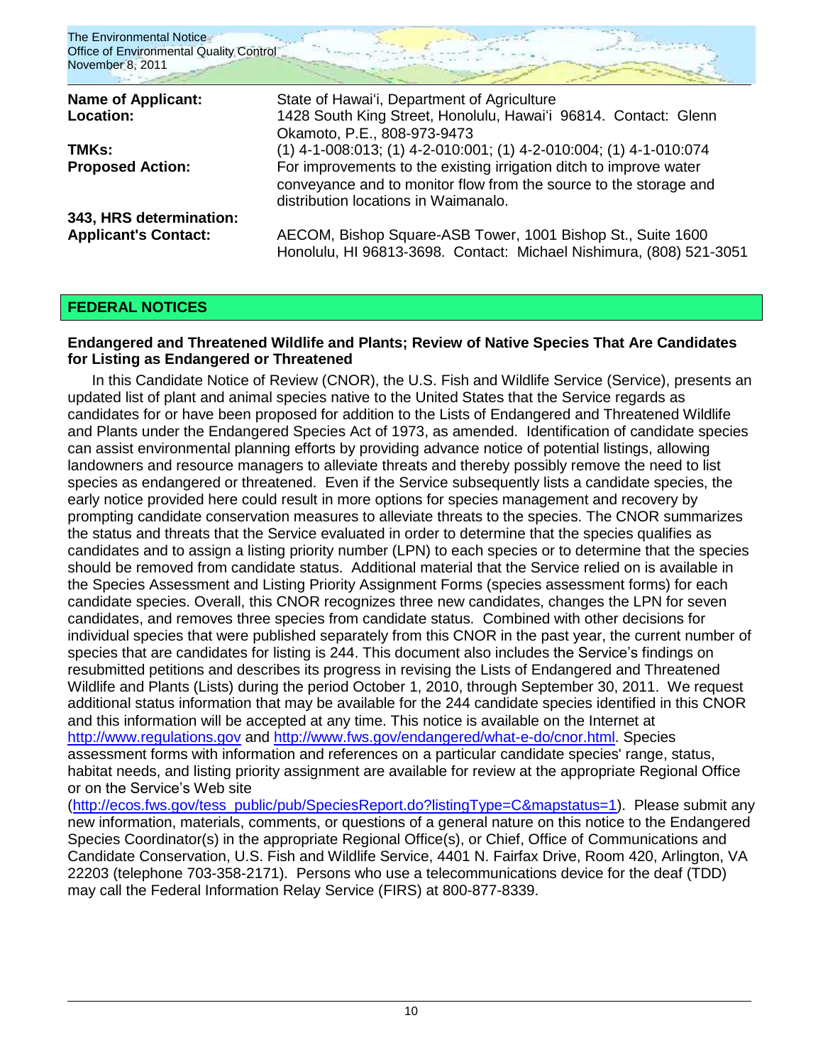| | |
|---|---|
| **Name of Applicant:** | State of Hawaiʻi, Department of Agriculture |
| **Location:** | 1428 South King Street, Honolulu, Hawaiʻi 96814. Contact: Glenn Okamoto, P.E., 808-973-9473 |
| **TMKs:** | (1) 4-1-008:013; (1) 4-2-010:001; (1) 4-2-010:004; (1) 4-1-010:074 |
| **Proposed Action:** | For improvements to the existing irrigation ditch to improve water conveyance and to monitor flow from the source to the storage and distribution locations in Waimanalo. |
| **343, HRS determination:** | |
| **Applicant's Contact:** | AECOM, Bishop Square-ASB Tower, 1001 Bishop St., Suite 1600 Honolulu, HI 96813-3698. Contact: Michael Nishimura, (808) 521-3051 |

## FEDERAL NOTICES

### Endangered and Threatened Wildlife and Plants; Review of Native Species That Are Candidates for Listing as Endangered or Threatened

In this Candidate Notice of Review (CNOR), the U.S. Fish and Wildlife Service (Service), presents an updated list of plant and animal species native to the United States that the Service regards as candidates for or have been proposed for addition to the Lists of Endangered and Threatened Wildlife and Plants under the Endangered Species Act of 1973, as amended. Identification of candidate species can assist environmental planning efforts by providing advance notice of potential listings, allowing landowners and resource managers to alleviate threats and thereby possibly remove the need to list species as endangered or threatened. Even if the Service subsequently lists a candidate species, the early notice provided here could result in more options for species management and recovery by prompting candidate conservation measures to alleviate threats to the species. The CNOR summarizes the status and threats that the Service evaluated in order to determine that the species qualifies as candidates and to assign a listing priority number (LPN) to each species or to determine that the species should be removed from candidate status. Additional material that the Service relied on is available in the Species Assessment and Listing Priority Assignment Forms (species assessment forms) for each candidate species. Overall, this CNOR recognizes three new candidates, changes the LPN for seven candidates, and removes three species from candidate status. Combined with other decisions for individual species that were published separately from this CNOR in the past year, the current number of species that are candidates for listing is 244. This document also includes the Service's findings on resubmitted petitions and describes its progress in revising the Lists of Endangered and Threatened Wildlife and Plants (Lists) during the period October 1, 2010, through September 30, 2011. We request additional status information that may be available for the 244 candidate species identified in this CNOR and this information will be accepted at any time. This notice is available on the Internet at http://www.regulations.gov and http://www.fws.gov/endangered/what-e-do/cnor.html. Species assessment forms with information and references on a particular candidate species' range, status, habitat needs, and listing priority assignment are available for review at the appropriate Regional Office or on the Service's Web site (http://ecos.fws.gov/tess_public/pub/SpeciesReport.do?listingType=C&mapstatus=1). Please submit any new information, materials, comments, or questions of a general nature on this notice to the Endangered Species Coordinator(s) in the appropriate Regional Office(s), or Chief, Office of Communications and Candidate Conservation, U.S. Fish and Wildlife Service, 4401 N. Fairfax Drive, Room 420, Arlington, VA 22203 (telephone 703-358-2171). Persons who use a telecommunications device for the deaf (TDD) may call the Federal Information Relay Service (FIRS) at 800-877-8339.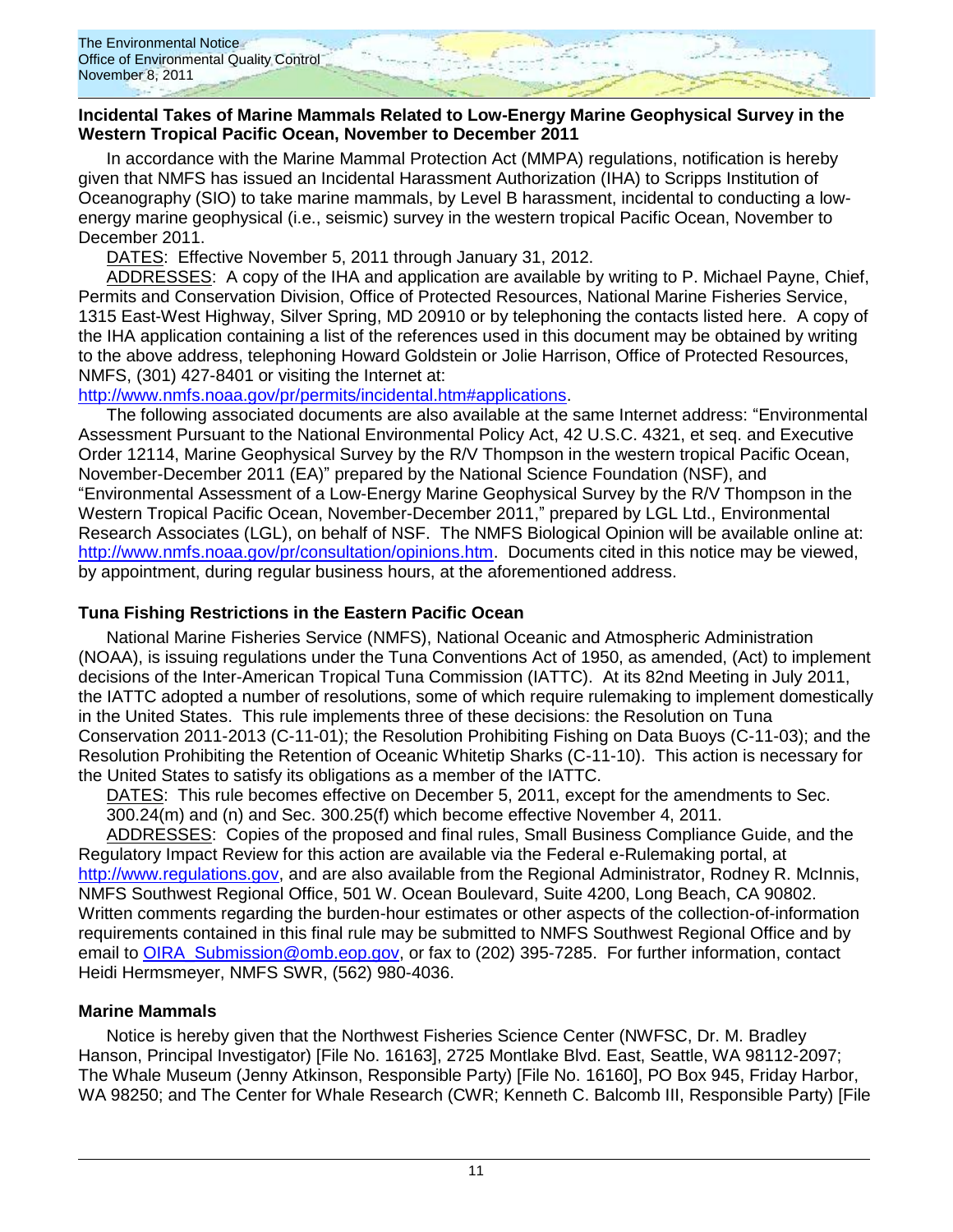### Incidental Takes of Marine Mammals Related to Low-Energy Marine Geophysical Survey in the Western Tropical Pacific Ocean, November to December 2011

In accordance with the Marine Mammal Protection Act (MMPA) regulations, notification is hereby given that NMFS has issued an Incidental Harassment Authorization (IHA) to Scripps Institution of Oceanography (SIO) to take marine mammals, by Level B harassment, incidental to conducting a low-energy marine geophysical (i.e., seismic) survey in the western tropical Pacific Ocean, November to December 2011.

DATES: Effective November 5, 2011 through January 31, 2012.

ADDRESSES: A copy of the IHA and application are available by writing to P. Michael Payne, Chief, Permits and Conservation Division, Office of Protected Resources, National Marine Fisheries Service, 1315 East-West Highway, Silver Spring, MD 20910 or by telephoning the contacts listed here. A copy of the IHA application containing a list of the references used in this document may be obtained by writing to the above address, telephoning Howard Goldstein or Jolie Harrison, Office of Protected Resources, NMFS, (301) 427-8401 or visiting the Internet at: http://www.nmfs.noaa.gov/pr/permits/incidental.htm#applications.

The following associated documents are also available at the same Internet address: "Environmental Assessment Pursuant to the National Environmental Policy Act, 42 U.S.C. 4321, et seq. and Executive Order 12114, Marine Geophysical Survey by the R/V Thompson in the western tropical Pacific Ocean, November-December 2011 (EA)" prepared by the National Science Foundation (NSF), and "Environmental Assessment of a Low-Energy Marine Geophysical Survey by the R/V Thompson in the Western Tropical Pacific Ocean, November-December 2011," prepared by LGL Ltd., Environmental Research Associates (LGL), on behalf of NSF. The NMFS Biological Opinion will be available online at: http://www.nmfs.noaa.gov/pr/consultation/opinions.htm. Documents cited in this notice may be viewed, by appointment, during regular business hours, at the aforementioned address.

### Tuna Fishing Restrictions in the Eastern Pacific Ocean

National Marine Fisheries Service (NMFS), National Oceanic and Atmospheric Administration (NOAA), is issuing regulations under the Tuna Conventions Act of 1950, as amended, (Act) to implement decisions of the Inter-American Tropical Tuna Commission (IATTC). At its 82nd Meeting in July 2011, the IATTC adopted a number of resolutions, some of which require rulemaking to implement domestically in the United States. This rule implements three of these decisions: the Resolution on Tuna Conservation 2011-2013 (C-11-01); the Resolution Prohibiting Fishing on Data Buoys (C-11-03); and the Resolution Prohibiting the Retention of Oceanic Whitetip Sharks (C-11-10). This action is necessary for the United States to satisfy its obligations as a member of the IATTC.

DATES: This rule becomes effective on December 5, 2011, except for the amendments to Sec. 300.24(m) and (n) and Sec. 300.25(f) which become effective November 4, 2011.

ADDRESSES: Copies of the proposed and final rules, Small Business Compliance Guide, and the Regulatory Impact Review for this action are available via the Federal e-Rulemaking portal, at http://www.regulations.gov, and are also available from the Regional Administrator, Rodney R. McInnis, NMFS Southwest Regional Office, 501 W. Ocean Boulevard, Suite 4200, Long Beach, CA 90802. Written comments regarding the burden-hour estimates or other aspects of the collection-of-information requirements contained in this final rule may be submitted to NMFS Southwest Regional Office and by email to OIRA_Submission@omb.eop.gov, or fax to (202) 395-7285. For further information, contact Heidi Hermsmeyer, NMFS SWR, (562) 980-4036.

### Marine Mammals

Notice is hereby given that the Northwest Fisheries Science Center (NWFSC, Dr. M. Bradley Hanson, Principal Investigator) [File No. 16163], 2725 Montlake Blvd. East, Seattle, WA 98112-2097; The Whale Museum (Jenny Atkinson, Responsible Party) [File No. 16160], PO Box 945, Friday Harbor, WA 98250; and The Center for Whale Research (CWR; Kenneth C. Balcomb III, Responsible Party) [File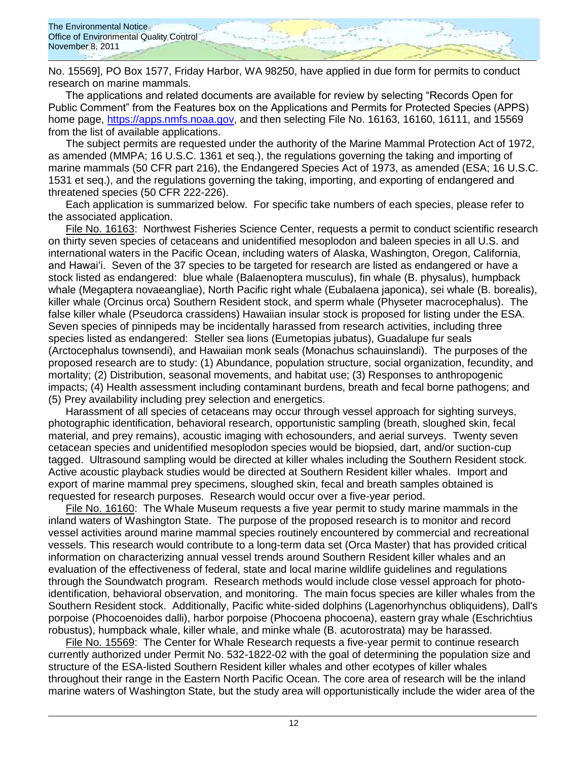No. 15569], PO Box 1577, Friday Harbor, WA 98250, have applied in due form for permits to conduct research on marine mammals.

The applications and related documents are available for review by selecting "Records Open for Public Comment" from the Features box on the Applications and Permits for Protected Species (APPS) home page, [https://apps.nmfs.noaa.gov](https://apps.nmfs.noaa.gov), and then selecting File No. 16163, 16160, 16111, and 15569 from the list of available applications.

The subject permits are requested under the authority of the Marine Mammal Protection Act of 1972, as amended (MMPA; 16 U.S.C. 1361 et seq.), the regulations governing the taking and importing of marine mammals (50 CFR part 216), the Endangered Species Act of 1973, as amended (ESA; 16 U.S.C. 1531 et seq.), and the regulations governing the taking, importing, and exporting of endangered and threatened species (50 CFR 222-226).

Each application is summarized below. For specific take numbers of each species, please refer to the associated application.

File No. 16163: Northwest Fisheries Science Center, requests a permit to conduct scientific research on thirty seven species of cetaceans and unidentified mesoplodon and baleen species in all U.S. and international waters in the Pacific Ocean, including waters of Alaska, Washington, Oregon, California, and Hawai'i. Seven of the 37 species to be targeted for research are listed as endangered or have a stock listed as endangered: blue whale (Balaenoptera musculus), fin whale (B. physalus), humpback whale (Megaptera novaeangliae), North Pacific right whale (Eubalaena japonica), sei whale (B. borealis), killer whale (Orcinus orca) Southern Resident stock, and sperm whale (Physeter macrocephalus). The false killer whale (Pseudorca crassidens) Hawaiian insular stock is proposed for listing under the ESA. Seven species of pinnipeds may be incidentally harassed from research activities, including three species listed as endangered: Steller sea lions (Eumetopias jubatus), Guadalupe fur seals (Arctocephalus townsendi), and Hawaiian monk seals (Monachus schauinslandi). The purposes of the proposed research are to study: (1) Abundance, population structure, social organization, fecundity, and mortality; (2) Distribution, seasonal movements, and habitat use; (3) Responses to anthropogenic impacts; (4) Health assessment including contaminant burdens, breath and fecal borne pathogens; and (5) Prey availability including prey selection and energetics.

Harassment of all species of cetaceans may occur through vessel approach for sighting surveys, photographic identification, behavioral research, opportunistic sampling (breath, sloughed skin, fecal material, and prey remains), acoustic imaging with echosounders, and aerial surveys. Twenty seven cetacean species and unidentified mesoplodon species would be biopsied, dart, and/or suction-cup tagged. Ultrasound sampling would be directed at killer whales including the Southern Resident stock. Active acoustic playback studies would be directed at Southern Resident killer whales. Import and export of marine mammal prey specimens, sloughed skin, fecal and breath samples obtained is requested for research purposes. Research would occur over a five-year period.

File No. 16160: The Whale Museum requests a five year permit to study marine mammals in the inland waters of Washington State. The purpose of the proposed research is to monitor and record vessel activities around marine mammal species routinely encountered by commercial and recreational vessels. This research would contribute to a long-term data set (Orca Master) that has provided critical information on characterizing annual vessel trends around Southern Resident killer whales and an evaluation of the effectiveness of federal, state and local marine wildlife guidelines and regulations through the Soundwatch program. Research methods would include close vessel approach for photo-identification, behavioral observation, and monitoring. The main focus species are killer whales from the Southern Resident stock. Additionally, Pacific white-sided dolphins (Lagenorhynchus obliquidens), Dall's porpoise (Phocoenoides dalli), harbor porpoise (Phocoena phocoena), eastern gray whale (Eschrichtius robustus), humpback whale, killer whale, and minke whale (B. acutorostrata) may be harassed.

File No. 15569: The Center for Whale Research requests a five-year permit to continue research currently authorized under Permit No. 532-1822-02 with the goal of determining the population size and structure of the ESA-listed Southern Resident killer whales and other ecotypes of killer whales throughout their range in the Eastern North Pacific Ocean. The core area of research will be the inland marine waters of Washington State, but the study area will opportunistically include the wider area of the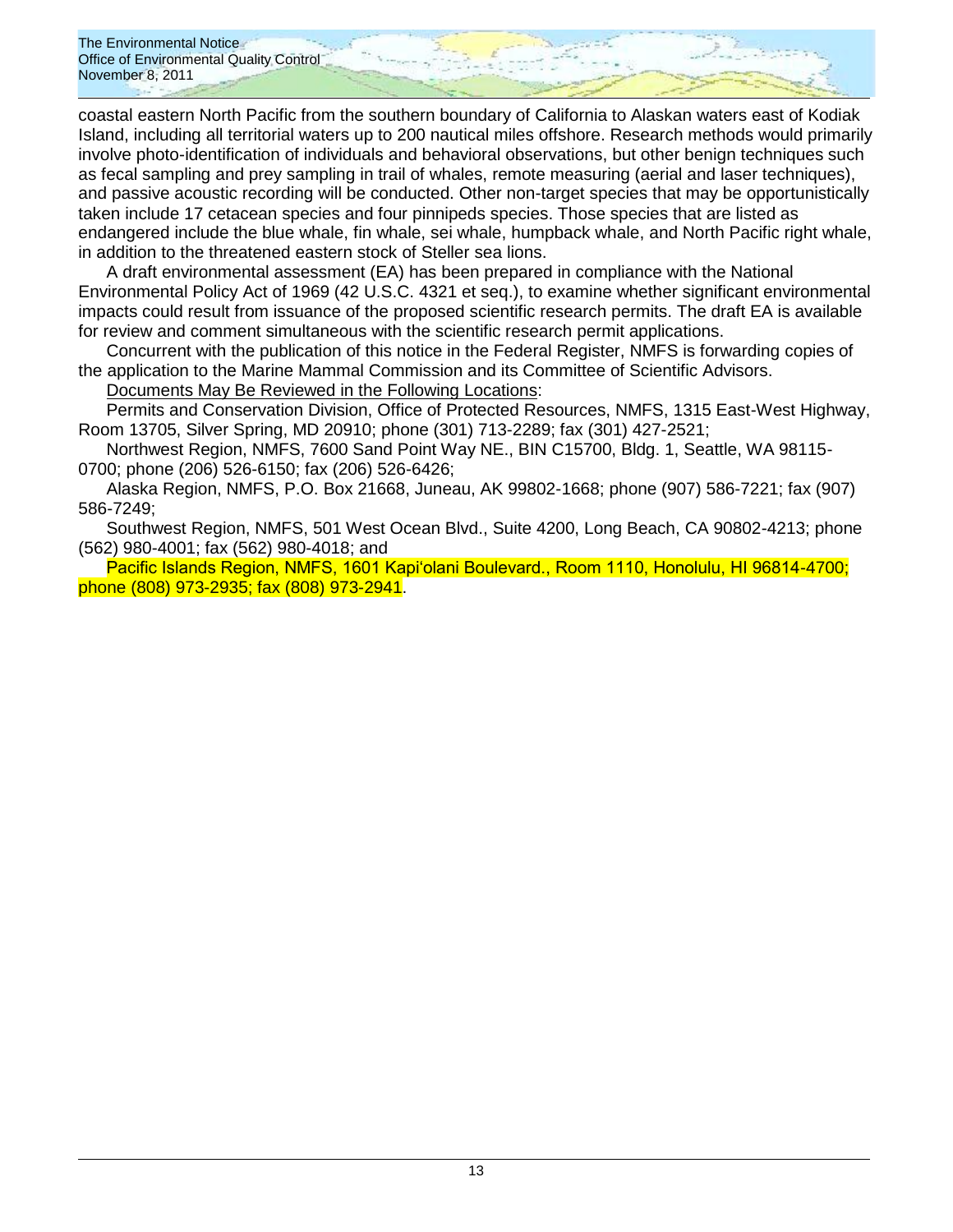coastal eastern North Pacific from the southern boundary of California to Alaskan waters east of Kodiak Island, including all territorial waters up to 200 nautical miles offshore. Research methods would primarily involve photo-identification of individuals and behavioral observations, but other benign techniques such as fecal sampling and prey sampling in trail of whales, remote measuring (aerial and laser techniques), and passive acoustic recording will be conducted. Other non-target species that may be opportunistically taken include 17 cetacean species and four pinnipeds species. Those species that are listed as endangered include the blue whale, fin whale, sei whale, humpback whale, and North Pacific right whale, in addition to the threatened eastern stock of Steller sea lions.

A draft environmental assessment (EA) has been prepared in compliance with the National Environmental Policy Act of 1969 (42 U.S.C. 4321 et seq.), to examine whether significant environmental impacts could result from issuance of the proposed scientific research permits. The draft EA is available for review and comment simultaneous with the scientific research permit applications.

Concurrent with the publication of this notice in the Federal Register, NMFS is forwarding copies of the application to the Marine Mammal Commission and its Committee of Scientific Advisors.

Documents May Be Reviewed in the Following Locations:

Permits and Conservation Division, Office of Protected Resources, NMFS, 1315 East-West Highway, Room 13705, Silver Spring, MD 20910; phone (301) 713-2289; fax (301) 427-2521;

Northwest Region, NMFS, 7600 Sand Point Way NE., BIN C15700, Bldg. 1, Seattle, WA 98115-0700; phone (206) 526-6150; fax (206) 526-6426;

Alaska Region, NMFS, P.O. Box 21668, Juneau, AK 99802-1668; phone (907) 586-7221; fax (907) 586-7249;

Southwest Region, NMFS, 501 West Ocean Blvd., Suite 4200, Long Beach, CA 90802-4213; phone (562) 980-4001; fax (562) 980-4018; and

Pacific Islands Region, NMFS, 1601 Kapi'olani Boulevard., Room 1110, Honolulu, HI 96814-4700; phone (808) 973-2935; fax (808) 973-2941.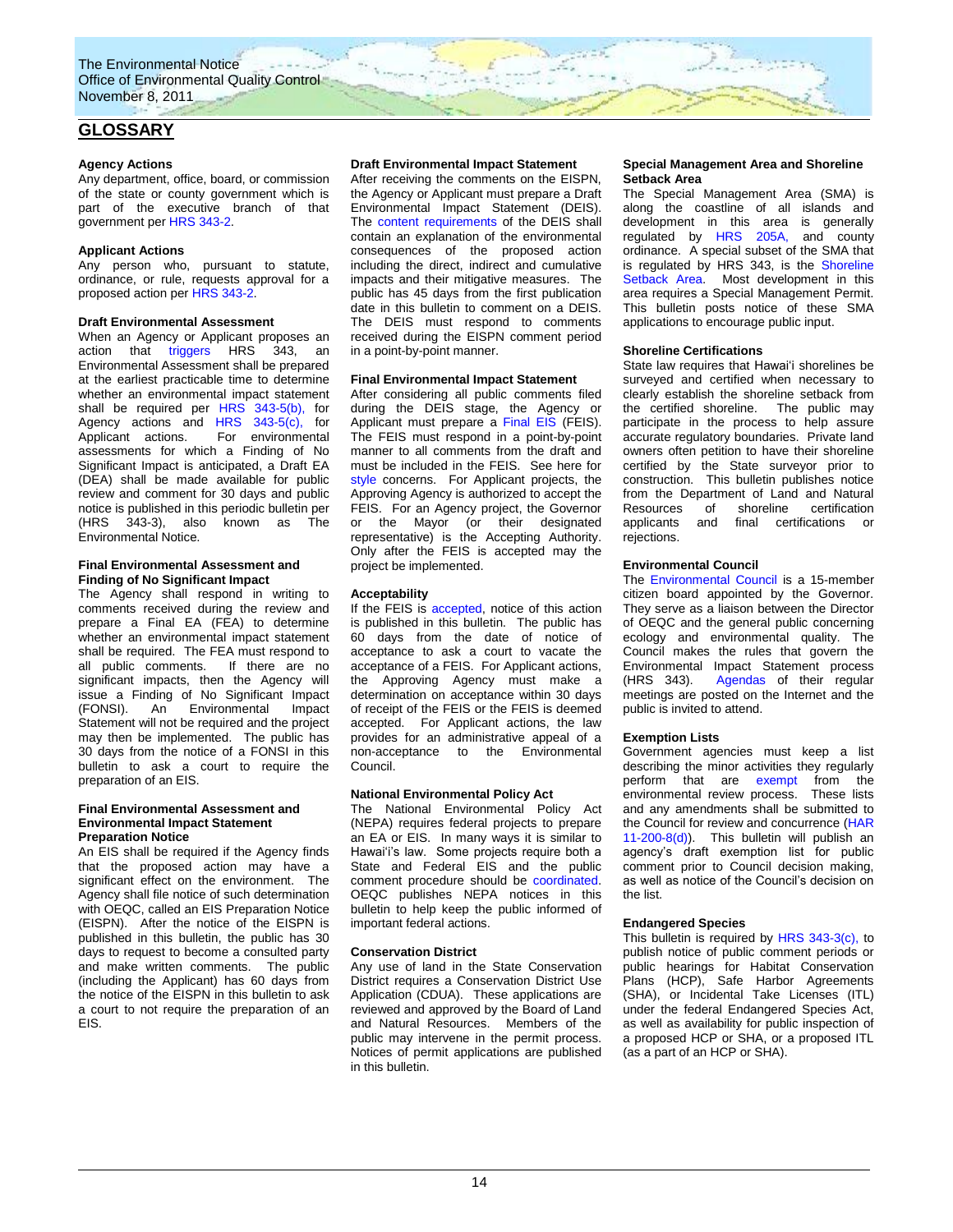# GLOSSARY

### Agency Actions

Any department, office, board, or commission of the state or county government which is part of the executive branch of that government per HRS 343-2.

### Applicant Actions

Any person who, pursuant to statute, ordinance, or rule, requests approval for a proposed action per HRS 343-2.

### Draft Environmental Assessment

When an Agency or Applicant proposes an action that triggers HRS 343, an Environmental Assessment shall be prepared at the earliest practicable time to determine whether an environmental impact statement shall be required per HRS 343-5(b), for Agency actions and HRS 343-5(c), for Applicant actions. For environmental assessments for which a Finding of No Significant Impact is anticipated, a Draft EA (DEA) shall be made available for public review and comment for 30 days and public notice is published in this periodic bulletin per (HRS 343-3), also known as The Environmental Notice.

### Final Environmental Assessment and Finding of No Significant Impact

The Agency shall respond in writing to comments received during the review and prepare a Final EA (FEA) to determine whether an environmental impact statement shall be required. The FEA must respond to all public comments. If there are no significant impacts, then the Agency will issue a Finding of No Significant Impact (FONSI). An Environmental Impact Statement will not be required and the project may then be implemented. The public has 30 days from the notice of a FONSI in this bulletin to ask a court to require the preparation of an EIS.

### Final Environmental Assessment and Environmental Impact Statement Preparation Notice

An EIS shall be required if the Agency finds that the proposed action may have a significant effect on the environment. The Agency shall file notice of such determination with OEQC, called an EIS Preparation Notice (EISPN). After the notice of the EISPN is published in this bulletin, the public has 30 days to request to become a consulted party and make written comments. The public (including the Applicant) has 60 days from the notice of the EISPN in this bulletin to ask a court to not require the preparation of an EIS.

### Draft Environmental Impact Statement

After receiving the comments on the EISPN, the Agency or Applicant must prepare a Draft Environmental Impact Statement (DEIS). The content requirements of the DEIS shall contain an explanation of the environmental consequences of the proposed action including the direct, indirect and cumulative impacts and their mitigative measures. The public has 45 days from the first publication date in this bulletin to comment on a DEIS. The DEIS must respond to comments received during the EISPN comment period in a point-by-point manner.

### Final Environmental Impact Statement

After considering all public comments filed during the DEIS stage, the Agency or Applicant must prepare a Final EIS (FEIS). The FEIS must respond in a point-by-point manner to all comments from the draft and must be included in the FEIS. See here for style concerns. For Applicant projects, the Approving Agency is authorized to accept the FEIS. For an Agency project, the Governor or the Mayor (or their designated representative) is the Accepting Authority. Only after the FEIS is accepted may the project be implemented.

### Acceptability

If the FEIS is accepted, notice of this action is published in this bulletin. The public has 60 days from the date of notice of acceptance to ask a court to vacate the acceptance of a FEIS. For Applicant actions, the Approving Agency must make a determination on acceptance within 30 days of receipt of the FEIS or the FEIS is deemed accepted. For Applicant actions, the law provides for an administrative appeal of a non-acceptance to the Environmental Council.

### National Environmental Policy Act

The National Environmental Policy Act (NEPA) requires federal projects to prepare an EA or EIS. In many ways it is similar to Hawai'i's law. Some projects require both a State and Federal EIS and the public comment procedure should be coordinated. OEQC publishes NEPA notices in this bulletin to help keep the public informed of important federal actions.

### Conservation District

Any use of land in the State Conservation District requires a Conservation District Use Application (CDUA). These applications are reviewed and approved by the Board of Land and Natural Resources. Members of the public may intervene in the permit process. Notices of permit applications are published in this bulletin.

### Special Management Area and Shoreline Setback Area

The Special Management Area (SMA) is along the coastline of all islands and development in this area is generally regulated by HRS 205A, and county ordinance. A special subset of the SMA that is regulated by HRS 343, is the Shoreline Setback Area. Most development in this area requires a Special Management Permit. This bulletin posts notice of these SMA applications to encourage public input.

### Shoreline Certifications

State law requires that Hawai'i shorelines be surveyed and certified when necessary to clearly establish the shoreline setback from the certified shoreline. The public may participate in the process to help assure accurate regulatory boundaries. Private land owners often petition to have their shoreline certified by the State surveyor prior to construction. This bulletin publishes notice from the Department of Land and Natural Resources of shoreline certification applicants and final certifications or rejections.

### Environmental Council

The Environmental Council is a 15-member citizen board appointed by the Governor. They serve as a liaison between the Director of OEQC and the general public concerning ecology and environmental quality. The Council makes the rules that govern the Environmental Impact Statement process (HRS 343). Agendas of their regular meetings are posted on the Internet and the public is invited to attend.

### Exemption Lists

Government agencies must keep a list describing the minor activities they regularly perform that are exempt from the environmental review process. These lists and any amendments shall be submitted to the Council for review and concurrence (HAR 11-200-8(d)). This bulletin will publish an agency's draft exemption list for public comment prior to Council decision making, as well as notice of the Council's decision on the list.

### Endangered Species

This bulletin is required by HRS 343-3(c), to publish notice of public comment periods or public hearings for Habitat Conservation Plans (HCP), Safe Harbor Agreements (SHA), or Incidental Take Licenses (ITL) under the federal Endangered Species Act, as well as availability for public inspection of a proposed HCP or SHA, or a proposed ITL (as a part of an HCP or SHA).